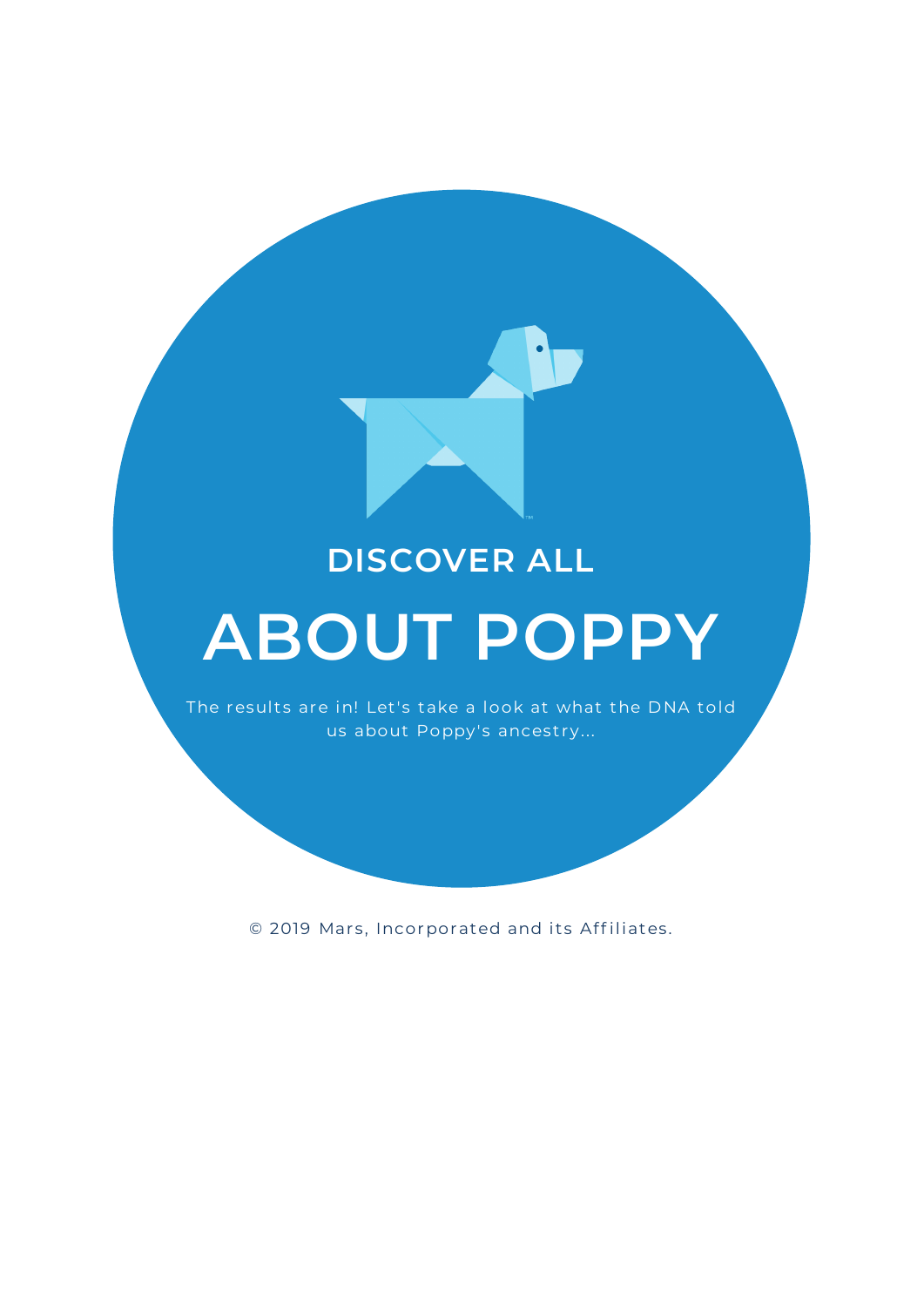## DISCOVER ALL

# ABOUT POPPY

The results are in! Let's take a look at what the DNA told us about Poppy's ancestry...

© 2019 Mars, Incorporated and its Affiliates.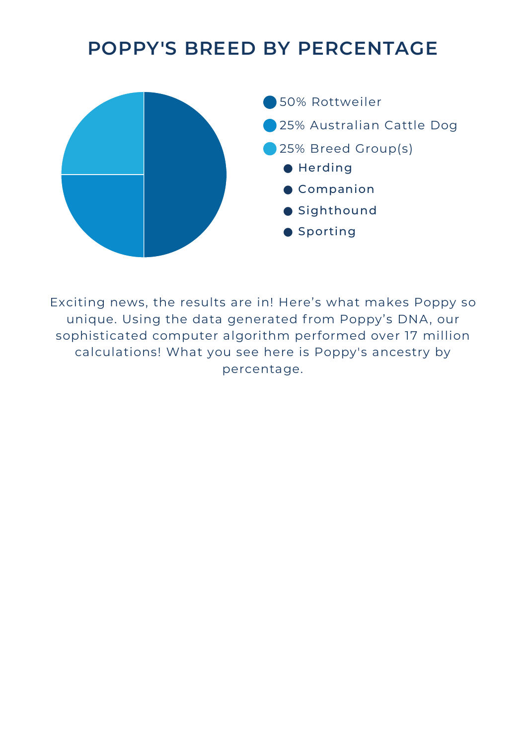# POPPY'S BREED BY PERCENTAGE

- 50% Rottweiler
- 25% Australian Cattle Dog
- 25% Breed Group(s)
  - Herding
  - Companion
  - Sighthound
  - Sporting

Exciting news, the results are in! Here’s what makes Poppy so unique. Using the data generated from Poppy’s DNA, our sophisticated computer algorithm performed over 17 million calculations! What you see here is Poppy's ancestry by percentage.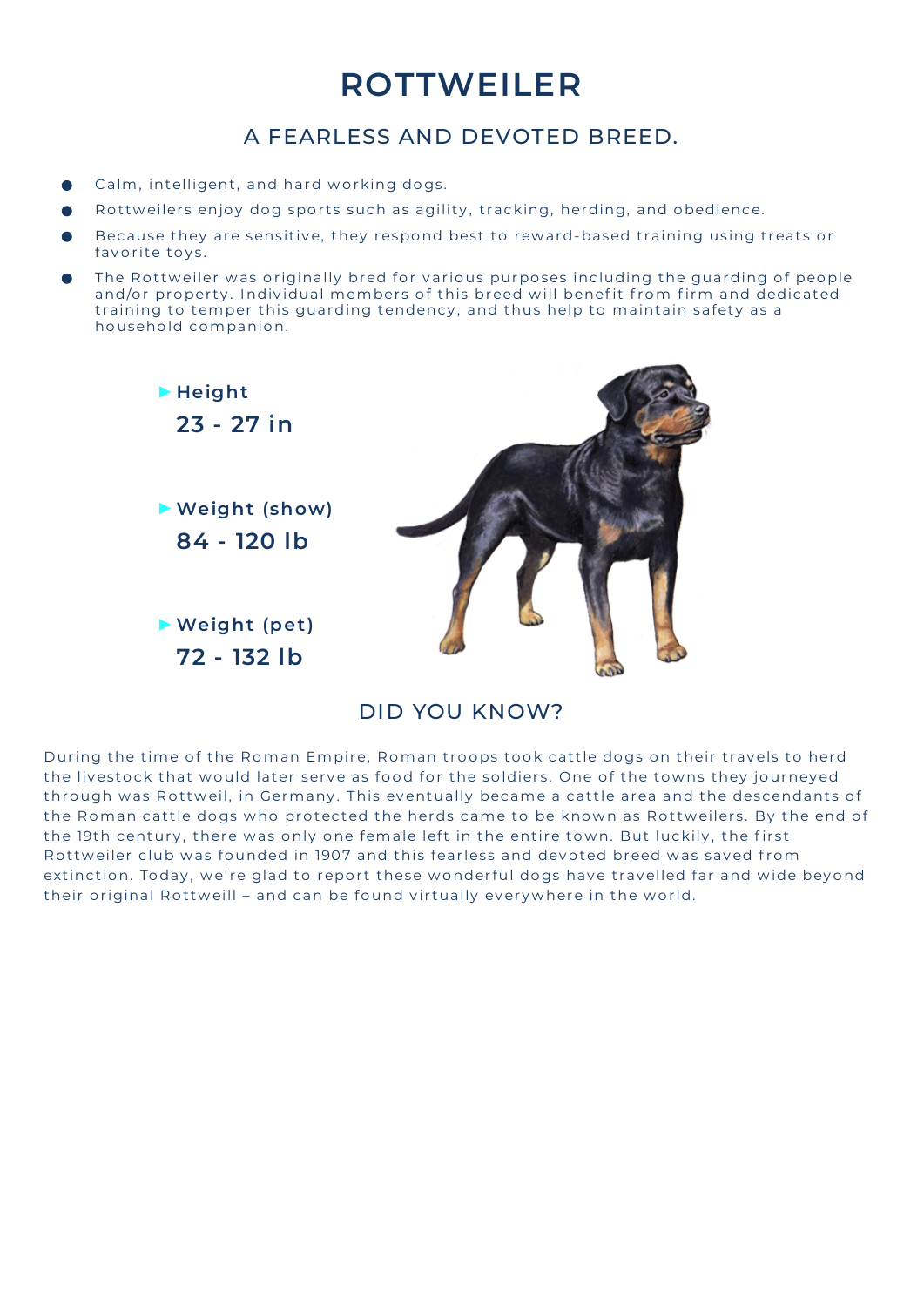# ROTTWEILER

## A FEARLESS AND DEVOTED BREED.

- Calm, intelligent, and hard working dogs.
- Rottweilers enjoy dog sports such as agility, tracking, herding, and obedience.
- Because they are sensitive, they respond best to reward-based training using treats or favorite toys.
- The Rottweiler was originally bred for various purposes including the guarding of people and/or property. Individual members of this breed will benefit from firm and dedicated training to temper this guarding tendency, and thus help to maintain safety as a household companion.

▶ **Height**
**23 - 27 in**

▶ **Weight (show)**
**84 - 120 lb**

▶ **Weight (pet)**
**72 - 132 lb**

## DID YOU KNOW?

During the time of the Roman Empire, Roman troops took cattle dogs on their travels to herd the livestock that would later serve as food for the soldiers. One of the towns they journeyed through was Rottweil, in Germany. This eventually became a cattle area and the descendants of the Roman cattle dogs who protected the herds came to be known as Rottweilers. By the end of the 19th century, there was only one female left in the entire town. But luckily, the first Rottweiler club was founded in 1907 and this fearless and devoted breed was saved from extinction. Today, we're glad to report these wonderful dogs have travelled far and wide beyond their original Rottweill – and can be found virtually everywhere in the world.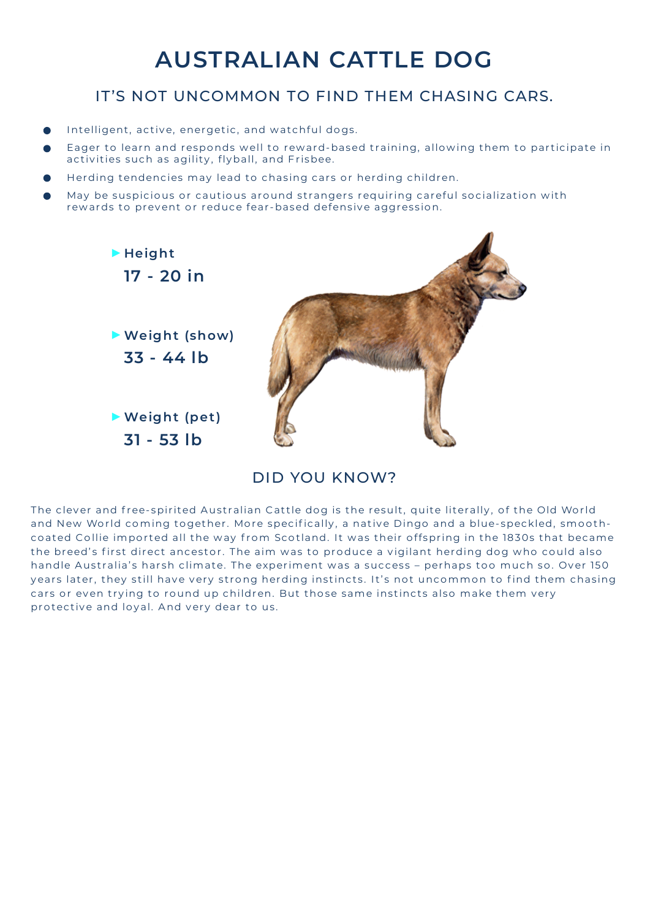# AUSTRALIAN CATTLE DOG

## IT'S NOT UNCOMMON TO FIND THEM CHASING CARS.

- Intelligent, active, energetic, and watchful dogs.
- Eager to learn and responds well to reward-based training, allowing them to participate in activities such as agility, flyball, and Frisbee.
- Herding tendencies may lead to chasing cars or herding children.
- May be suspicious or cautious around strangers requiring careful socialization with rewards to prevent or reduce fear-based defensive aggression.

▶ **Height**
**17 - 20 in**

▶ **Weight (show)**
**33 - 44 lb**

▶ **Weight (pet)**
**31 - 53 lb**

## DID YOU KNOW?

The clever and free-spirited Australian Cattle dog is the result, quite literally, of the Old World and New World coming together. More specifically, a native Dingo and a blue-speckled, smooth-coated Collie imported all the way from Scotland. It was their offspring in the 1830s that became the breed's first direct ancestor. The aim was to produce a vigilant herding dog who could also handle Australia's harsh climate. The experiment was a success – perhaps too much so. Over 150 years later, they still have very strong herding instincts. It's not uncommon to find them chasing cars or even trying to round up children. But those same instincts also make them very protective and loyal. And very dear to us.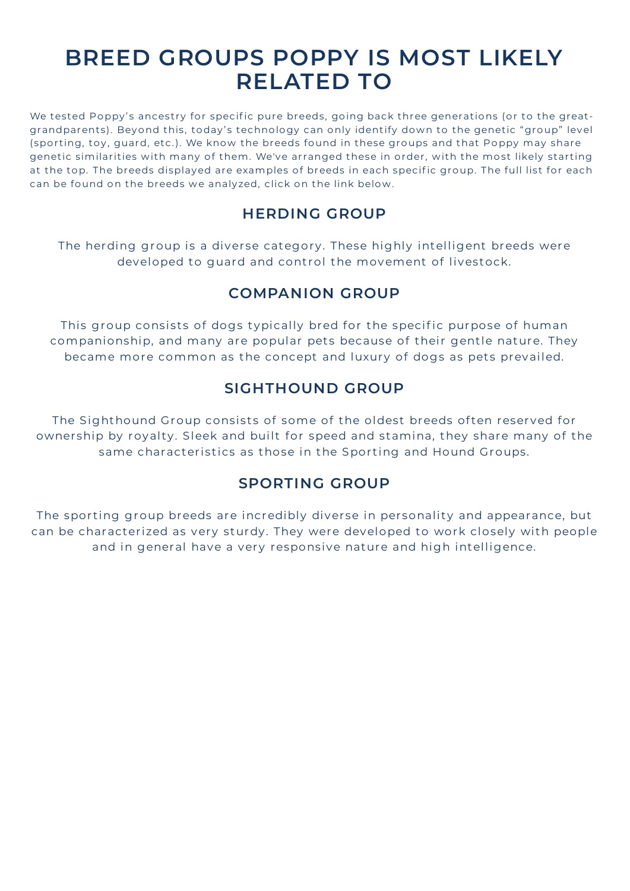# BREED GROUPS POPPY IS MOST LIKELY RELATED TO

We tested Poppy's ancestry for specific pure breeds, going back three generations (or to the great-grandparents). Beyond this, today's technology can only identify down to the genetic "group" level (sporting, toy, guard, etc.). We know the breeds found in these groups and that Poppy may share genetic similarities with many of them. We've arranged these in order, with the most likely starting at the top. The breeds displayed are examples of breeds in each specific group. The full list for each can be found on the breeds we analyzed, click on the link below.

## HERDING GROUP

The herding group is a diverse category. These highly intelligent breeds were developed to guard and control the movement of livestock.

## COMPANION GROUP

This group consists of dogs typically bred for the specific purpose of human companionship, and many are popular pets because of their gentle nature. They became more common as the concept and luxury of dogs as pets prevailed.

## SIGHTHOUND GROUP

The Sighthound Group consists of some of the oldest breeds often reserved for ownership by royalty. Sleek and built for speed and stamina, they share many of the same characteristics as those in the Sporting and Hound Groups.

## SPORTING GROUP

The sporting group breeds are incredibly diverse in personality and appearance, but can be characterized as very sturdy. They were developed to work closely with people and in general have a very responsive nature and high intelligence.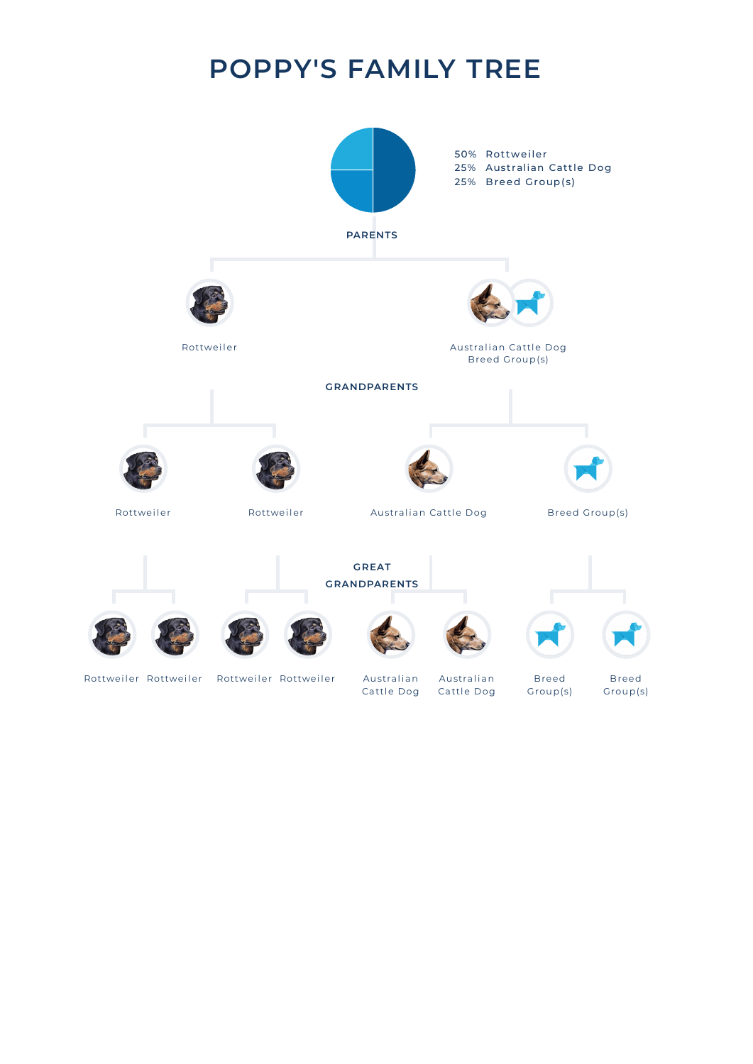# POPPY'S FAMILY TREE

50% Rottweiler
25% Australian Cattle Dog
25% Breed Group(s)

## PARENTS

Rottweiler

Australian Cattle Dog
Breed Group(s)

## GRANDPARENTS

Rottweiler

Rottweiler

Australian Cattle Dog

Breed Group(s)

## GREAT GRANDPARENTS

Rottweiler

Rottweiler

Rottweiler

Rottweiler

Australian Cattle Dog

Australian Cattle Dog

Breed Group(s)

Breed Group(s)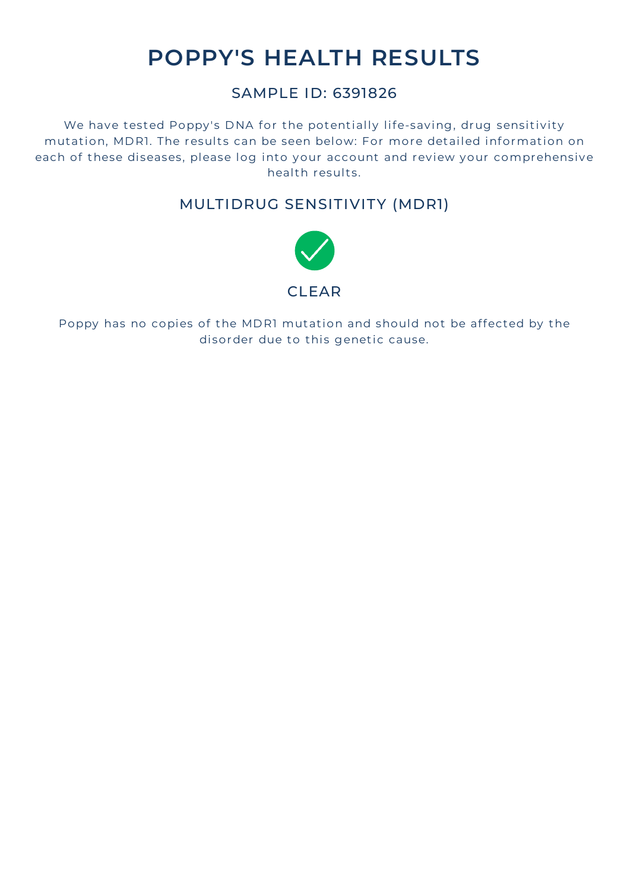# POPPY'S HEALTH RESULTS

## SAMPLE ID: 6391826

We have tested Poppy's DNA for the potentially life-saving, drug sensitivity mutation, MDR1. The results can be seen below: For more detailed information on each of these diseases, please log into your account and review your comprehensive health results.

### MULTIDRUG SENSITIVITY (MDR1)

CLEAR

Poppy has no copies of the MDR1 mutation and should not be affected by the disorder due to this genetic cause.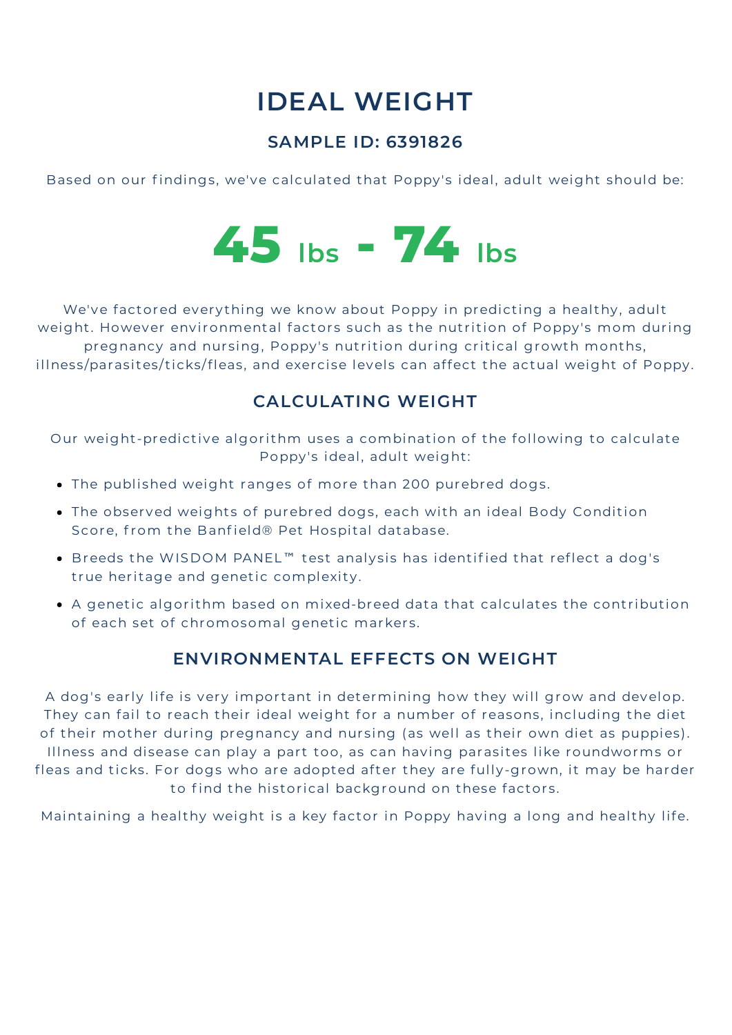# IDEAL WEIGHT

### SAMPLE ID: 6391826

Based on our findings, we've calculated that Poppy's ideal, adult weight should be:

**45 lbs - 74 lbs**

We've factored everything we know about Poppy in predicting a healthy, adult weight. However environmental factors such as the nutrition of Poppy's mom during pregnancy and nursing, Poppy's nutrition during critical growth months, illness/parasites/ticks/fleas, and exercise levels can affect the actual weight of Poppy.

## CALCULATING WEIGHT

Our weight-predictive algorithm uses a combination of the following to calculate Poppy's ideal, adult weight:

- The published weight ranges of more than 200 purebred dogs.
- The observed weights of purebred dogs, each with an ideal Body Condition Score, from the Banfield® Pet Hospital database.
- Breeds the WISDOM PANEL™ test analysis has identified that reflect a dog's true heritage and genetic complexity.
- A genetic algorithm based on mixed-breed data that calculates the contribution of each set of chromosomal genetic markers.

## ENVIRONMENTAL EFFECTS ON WEIGHT

A dog's early life is very important in determining how they will grow and develop. They can fail to reach their ideal weight for a number of reasons, including the diet of their mother during pregnancy and nursing (as well as their own diet as puppies). Illness and disease can play a part too, as can having parasites like roundworms or fleas and ticks. For dogs who are adopted after they are fully-grown, it may be harder to find the historical background on these factors.

Maintaining a healthy weight is a key factor in Poppy having a long and healthy life.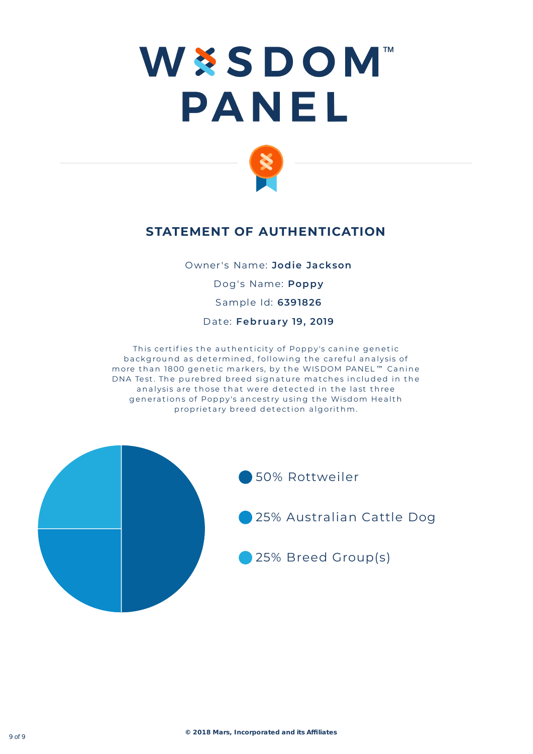# WISDOM PANEL™

## STATEMENT OF AUTHENTICATION

Owner's Name: **Jodie Jackson**

Dog's Name: **Poppy**

Sample Id: **6391826**

Date: **February 19, 2019**

This certifies the authenticity of Poppy's canine genetic background as determined, following the careful analysis of more than 1800 genetic markers, by the WISDOM PANEL™ Canine DNA Test. The purebred breed signature matches included in the analysis are those that were detected in the last three generations of Poppy's ancestry using the Wisdom Health proprietary breed detection algorithm.

50% Rottweiler

25% Australian Cattle Dog

25% Breed Group(s)

**© 2018 Mars, Incorporated and its Affiliates**